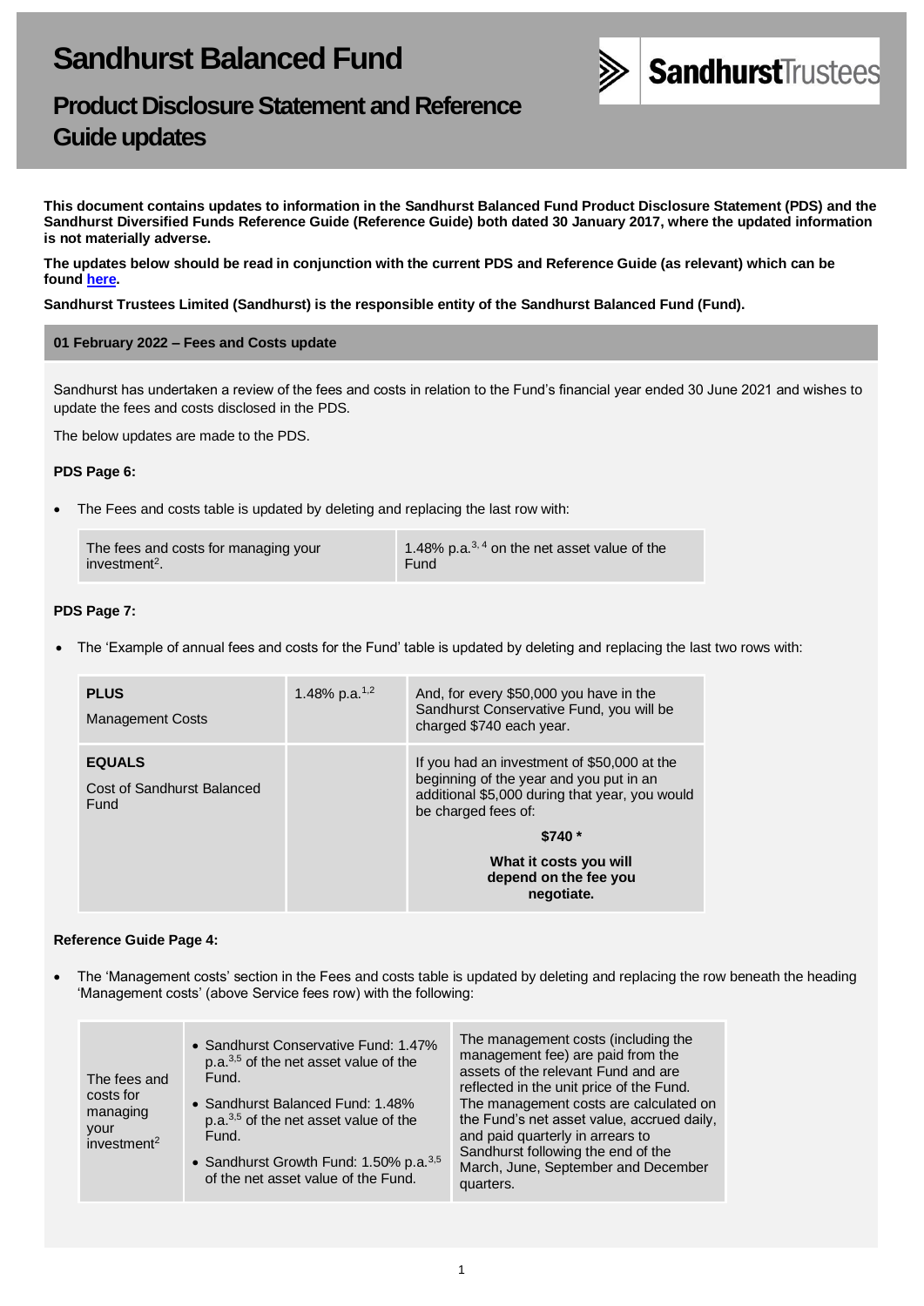# Sandhurst Balanced Fund

## Product Disclosure Statement and Reference Guide updates

**This document contains updates to information in the Sandhurst Balanced Fund Product Disclosure Statement (PDS) and the Sandhurst Diversified Funds Reference Guide (Reference Guide) both dated 30 January 2017, where the updated information is not materially adverse.**

**The updates below should be read in conjunction with the current PDS and Reference Guide (as relevant) which can be found here.**

**Sandhurst Trustees Limited (Sandhurst) is the responsible entity of the Sandhurst Balanced Fund (Fund).**

### 01 February 2022 – Fees and Costs update

Sandhurst has undertaken a review of the fees and costs in relation to the Fund's financial year ended 30 June 2021 and wishes to update the fees and costs disclosed in the PDS.

The below updates are made to the PDS.

**PDS Page 6:**

- The Fees and costs table is updated by deleting and replacing the last row with:

| | |
|---|---|
| The fees and costs for managing your investment[2]. | 1.48% p.a.[3, 4] on the net asset value of the Fund |

**PDS Page 7:**

- The 'Example of annual fees and costs for the Fund' table is updated by deleting and replacing the last two rows with:

| | | |
|---|---|---|
| **PLUS**<br>Management Costs | 1.48% p.a.[1,2] | And, for every $50,000 you have in the Sandhurst Conservative Fund, you will be charged $740 each year. |
| **EQUALS**<br>Cost of Sandhurst Balanced Fund | | If you had an investment of $50,000 at the beginning of the year and you put in an additional $5,000 during that year, you would be charged fees of:<br>**$740 \***<br>**What it costs you will depend on the fee you negotiate.** |

**Reference Guide Page 4:**

- The 'Management costs' section in the Fees and costs table is updated by deleting and replacing the row beneath the heading 'Management costs' (above Service fees row) with the following:

| | | |
|---|---|---|
| The fees and costs for managing your investment[2] | • Sandhurst Conservative Fund: 1.47% p.a.[3,5] of the net asset value of the Fund.<br>• Sandhurst Balanced Fund: 1.48% p.a.[3,5] of the net asset value of the Fund.<br>• Sandhurst Growth Fund: 1.50% p.a.[3,5] of the net asset value of the Fund. | The management costs (including the management fee) are paid from the assets of the relevant Fund and are reflected in the unit price of the Fund. The management costs are calculated on the Fund's net asset value, accrued daily, and paid quarterly in arrears to Sandhurst following the end of the March, June, September and December quarters. |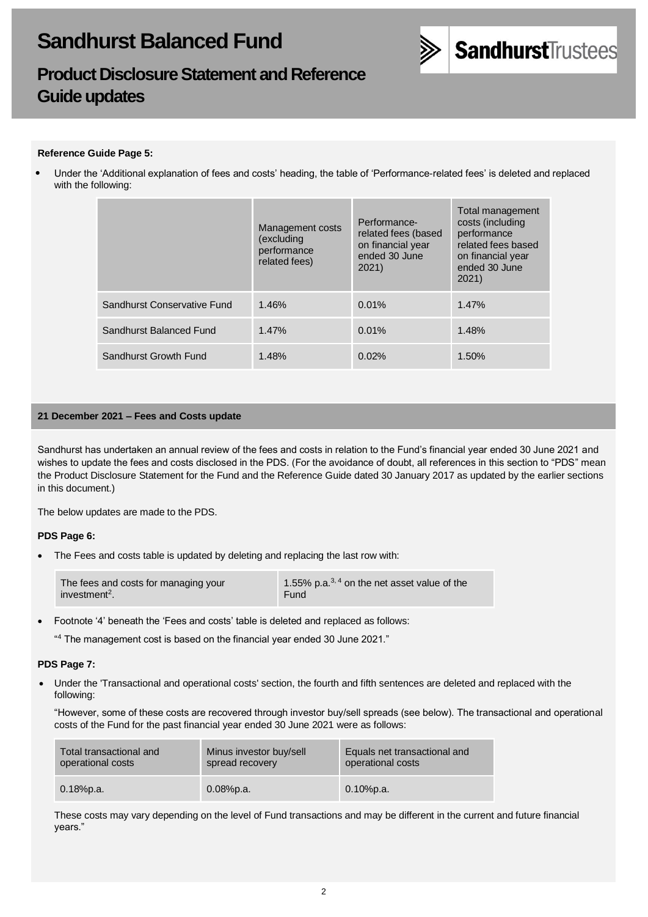# Sandhurst Balanced Fund

## Product Disclosure Statement and Reference Guide updates

**Reference Guide Page 5:**

- Under the 'Additional explanation of fees and costs' heading, the table of 'Performance-related fees' is deleted and replaced with the following:

| | Management costs (excluding performance related fees) | Performance-related fees (based on financial year ended 30 June 2021) | Total management costs (including performance related fees based on financial year ended 30 June 2021) |
|---|---|---|---|
| Sandhurst Conservative Fund | 1.46% | 0.01% | 1.47% |
| Sandhurst Balanced Fund | 1.47% | 0.01% | 1.48% |
| Sandhurst Growth Fund | 1.48% | 0.02% | 1.50% |

### 21 December 2021 – Fees and Costs update

Sandhurst has undertaken an annual review of the fees and costs in relation to the Fund's financial year ended 30 June 2021 and wishes to update the fees and costs disclosed in the PDS. (For the avoidance of doubt, all references in this section to "PDS" mean the Product Disclosure Statement for the Fund and the Reference Guide dated 30 January 2017 as updated by the earlier sections in this document.)

The below updates are made to the PDS.

**PDS Page 6:**

- The Fees and costs table is updated by deleting and replacing the last row with:

| | |
|---|---|
| The fees and costs for managing your investment[2]. | 1.55% p.a.[3, 4] on the net asset value of the Fund |

- Footnote '4' beneath the 'Fees and costs' table is deleted and replaced as follows:

  "[4] The management cost is based on the financial year ended 30 June 2021."

**PDS Page 7:**

- Under the 'Transactional and operational costs' section, the fourth and fifth sentences are deleted and replaced with the following:

  "However, some of these costs are recovered through investor buy/sell spreads (see below). The transactional and operational costs of the Fund for the past financial year ended 30 June 2021 were as follows:

| Total transactional and operational costs | Minus investor buy/sell spread recovery | Equals net transactional and operational costs |
|---|---|---|
| 0.18%p.a. | 0.08%p.a. | 0.10%p.a. |

These costs may vary depending on the level of Fund transactions and may be different in the current and future financial years."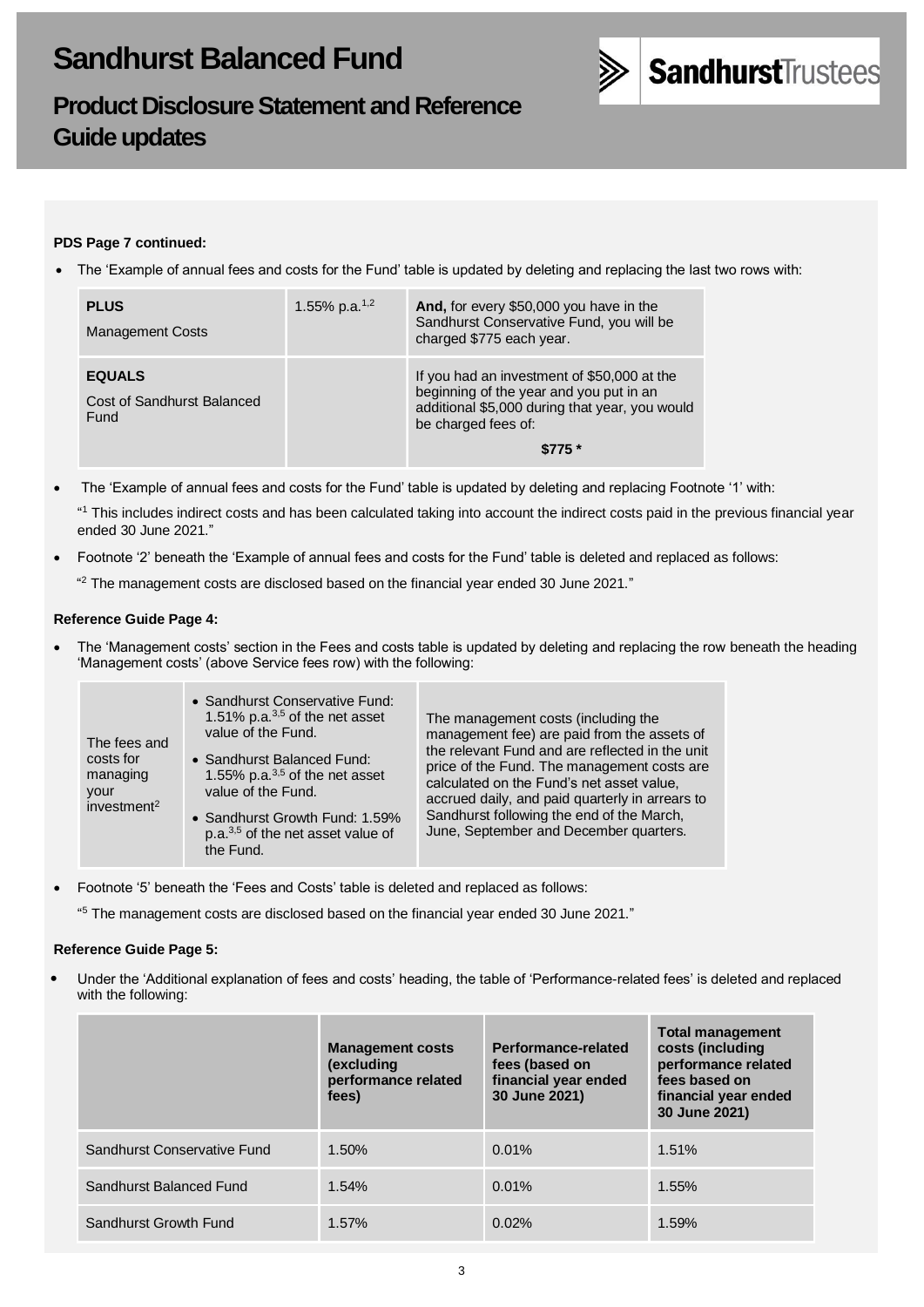# Sandhurst Balanced Fund

## Product Disclosure Statement and Reference Guide updates

**PDS Page 7 continued:**

- The 'Example of annual fees and costs for the Fund' table is updated by deleting and replacing the last two rows with:

| | | |
|---|---|---|
| **PLUS** Management Costs | 1.55% p.a.[1,2] | **And,** for every $50,000 you have in the Sandhurst Conservative Fund, you will be charged $775 each year. |
| **EQUALS** Cost of Sandhurst Balanced Fund | | If you had an investment of $50,000 at the beginning of the year and you put in an additional $5,000 during that year, you would be charged fees of: **$775 \*** |

- The 'Example of annual fees and costs for the Fund' table is updated by deleting and replacing Footnote '1' with:

  "[1] This includes indirect costs and has been calculated taking into account the indirect costs paid in the previous financial year ended 30 June 2021."

- Footnote '2' beneath the 'Example of annual fees and costs for the Fund' table is deleted and replaced as follows:

  "[2] The management costs are disclosed based on the financial year ended 30 June 2021."

**Reference Guide Page 4:**

- The 'Management costs' section in the Fees and costs table is updated by deleting and replacing the row beneath the heading 'Management costs' (above Service fees row) with the following:

| | | |
|---|---|---|
| The fees and costs for managing your investment[2] | • Sandhurst Conservative Fund: 1.51% p.a.[3,5] of the net asset value of the Fund.<br>• Sandhurst Balanced Fund: 1.55% p.a.[3,5] of the net asset value of the Fund.<br>• Sandhurst Growth Fund: 1.59% p.a.[3,5] of the net asset value of the Fund. | The management costs (including the management fee) are paid from the assets of the relevant Fund and are reflected in the unit price of the Fund. The management costs are calculated on the Fund's net asset value, accrued daily, and paid quarterly in arrears to Sandhurst following the end of the March, June, September and December quarters. |

- Footnote '5' beneath the 'Fees and Costs' table is deleted and replaced as follows:

  "[5] The management costs are disclosed based on the financial year ended 30 June 2021."

**Reference Guide Page 5:**

- Under the 'Additional explanation of fees and costs' heading, the table of 'Performance-related fees' is deleted and replaced with the following:

| | **Management costs (excluding performance related fees)** | **Performance-related fees (based on financial year ended 30 June 2021)** | **Total management costs (including performance related fees based on financial year ended 30 June 2021)** |
|---|---|---|---|
| Sandhurst Conservative Fund | 1.50% | 0.01% | 1.51% |
| Sandhurst Balanced Fund | 1.54% | 0.01% | 1.55% |
| Sandhurst Growth Fund | 1.57% | 0.02% | 1.59% |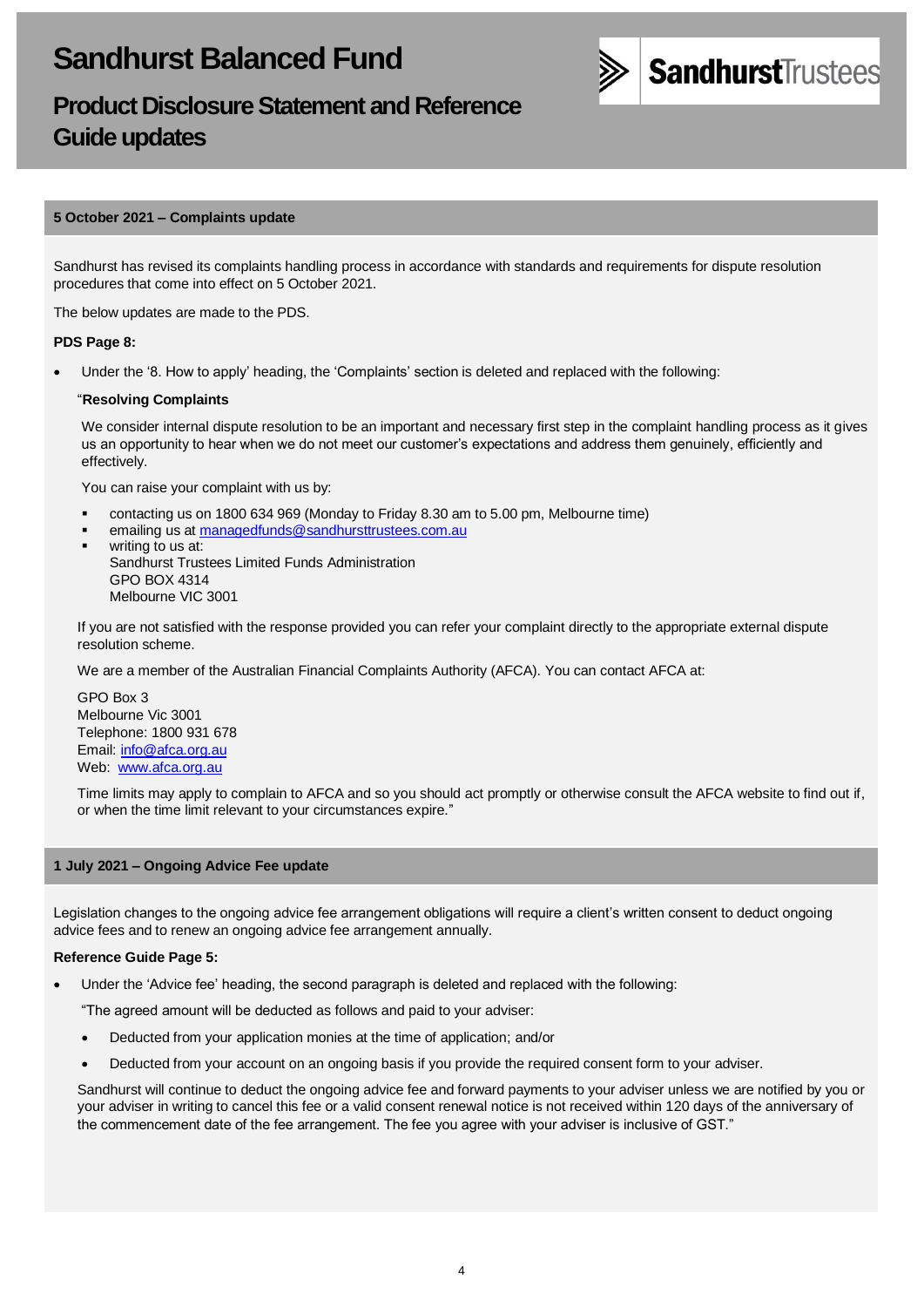# Sandhurst Balanced Fund

## Product Disclosure Statement and Reference Guide updates

SandhurstTrustees

### 5 October 2021 – Complaints update

Sandhurst has revised its complaints handling process in accordance with standards and requirements for dispute resolution procedures that come into effect on 5 October 2021.

The below updates are made to the PDS.

**PDS Page 8:**

- Under the '8. How to apply' heading, the 'Complaints' section is deleted and replaced with the following:

  "**Resolving Complaints**

  We consider internal dispute resolution to be an important and necessary first step in the complaint handling process as it gives us an opportunity to hear when we do not meet our customer's expectations and address them genuinely, efficiently and effectively.

  You can raise your complaint with us by:

  - contacting us on 1800 634 969 (Monday to Friday 8.30 am to 5.00 pm, Melbourne time)
  - emailing us at managedfunds@sandhursttrustees.com.au
  - writing to us at:
    Sandhurst Trustees Limited Funds Administration
    GPO BOX 4314
    Melbourne VIC 3001

  If you are not satisfied with the response provided you can refer your complaint directly to the appropriate external dispute resolution scheme.

  We are a member of the Australian Financial Complaints Authority (AFCA). You can contact AFCA at:

  GPO Box 3
  Melbourne Vic 3001
  Telephone: 1800 931 678
  Email: info@afca.org.au
  Web: www.afca.org.au

  Time limits may apply to complain to AFCA and so you should act promptly or otherwise consult the AFCA website to find out if, or when the time limit relevant to your circumstances expire."

### 1 July 2021 – Ongoing Advice Fee update

Legislation changes to the ongoing advice fee arrangement obligations will require a client's written consent to deduct ongoing advice fees and to renew an ongoing advice fee arrangement annually.

**Reference Guide Page 5:**

- Under the 'Advice fee' heading, the second paragraph is deleted and replaced with the following:

  "The agreed amount will be deducted as follows and paid to your adviser:

  - Deducted from your application monies at the time of application; and/or
  - Deducted from your account on an ongoing basis if you provide the required consent form to your adviser.

  Sandhurst will continue to deduct the ongoing advice fee and forward payments to your adviser unless we are notified by you or your adviser in writing to cancel this fee or a valid consent renewal notice is not received within 120 days of the anniversary of the commencement date of the fee arrangement. The fee you agree with your adviser is inclusive of GST."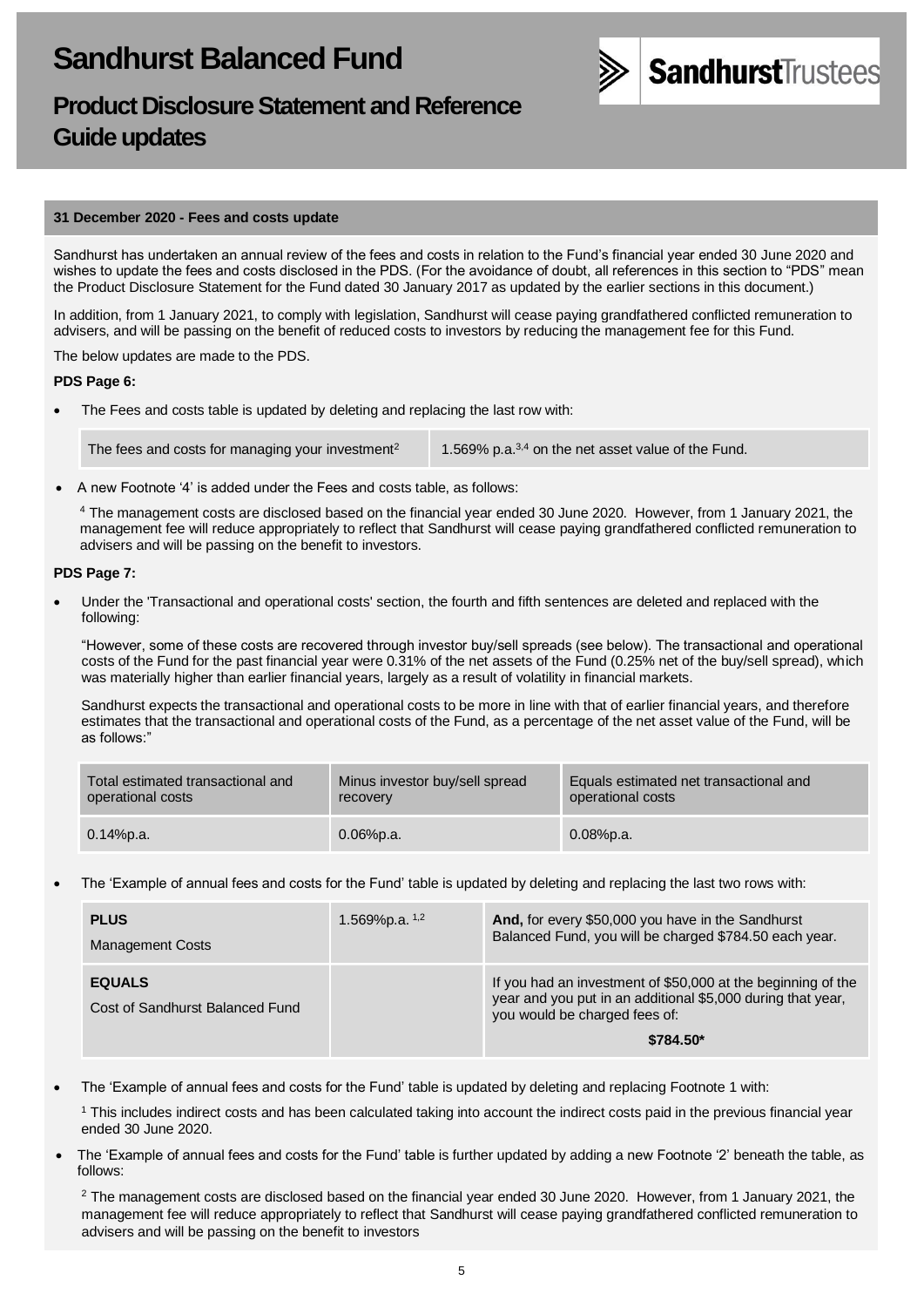# Sandhurst Balanced Fund

## Product Disclosure Statement and Reference Guide updates

### 31 December 2020 - Fees and costs update

Sandhurst has undertaken an annual review of the fees and costs in relation to the Fund's financial year ended 30 June 2020 and wishes to update the fees and costs disclosed in the PDS. (For the avoidance of doubt, all references in this section to "PDS" mean the Product Disclosure Statement for the Fund dated 30 January 2017 as updated by the earlier sections in this document.)

In addition, from 1 January 2021, to comply with legislation, Sandhurst will cease paying grandfathered conflicted remuneration to advisers, and will be passing on the benefit of reduced costs to investors by reducing the management fee for this Fund.

The below updates are made to the PDS.

**PDS Page 6:**

- The Fees and costs table is updated by deleting and replacing the last row with:

| | |
|---|---|
| The fees and costs for managing your investment[2] | 1.569% p.a.[3,4] on the net asset value of the Fund. |

- A new Footnote '4' is added under the Fees and costs table, as follows:

  [4] The management costs are disclosed based on the financial year ended 30 June 2020. However, from 1 January 2021, the management fee will reduce appropriately to reflect that Sandhurst will cease paying grandfathered conflicted remuneration to advisers and will be passing on the benefit to investors.

**PDS Page 7:**

- Under the 'Transactional and operational costs' section, the fourth and fifth sentences are deleted and replaced with the following:

  "However, some of these costs are recovered through investor buy/sell spreads (see below). The transactional and operational costs of the Fund for the past financial year were 0.31% of the net assets of the Fund (0.25% net of the buy/sell spread), which was materially higher than earlier financial years, largely as a result of volatility in financial markets.

  Sandhurst expects the transactional and operational costs to be more in line with that of earlier financial years, and therefore estimates that the transactional and operational costs of the Fund, as a percentage of the net asset value of the Fund, will be as follows:"

| Total estimated transactional and operational costs | Minus investor buy/sell spread recovery | Equals estimated net transactional and operational costs |
|---|---|---|
| 0.14%p.a. | 0.06%p.a. | 0.08%p.a. |

- The 'Example of annual fees and costs for the Fund' table is updated by deleting and replacing the last two rows with:

| | | |
|---|---|---|
| **PLUS** Management Costs | 1.569%p.a. [1,2] | **And,** for every $50,000 you have in the Sandhurst Balanced Fund, you will be charged $784.50 each year. |
| **EQUALS** Cost of Sandhurst Balanced Fund | | If you had an investment of $50,000 at the beginning of the year and you put in an additional $5,000 during that year, you would be charged fees of: **$784.50*** |

- The 'Example of annual fees and costs for the Fund' table is updated by deleting and replacing Footnote 1 with:

  [1] This includes indirect costs and has been calculated taking into account the indirect costs paid in the previous financial year ended 30 June 2020.

- The 'Example of annual fees and costs for the Fund' table is further updated by adding a new Footnote '2' beneath the table, as follows:

  [2] The management costs are disclosed based on the financial year ended 30 June 2020. However, from 1 January 2021, the management fee will reduce appropriately to reflect that Sandhurst will cease paying grandfathered conflicted remuneration to advisers and will be passing on the benefit to investors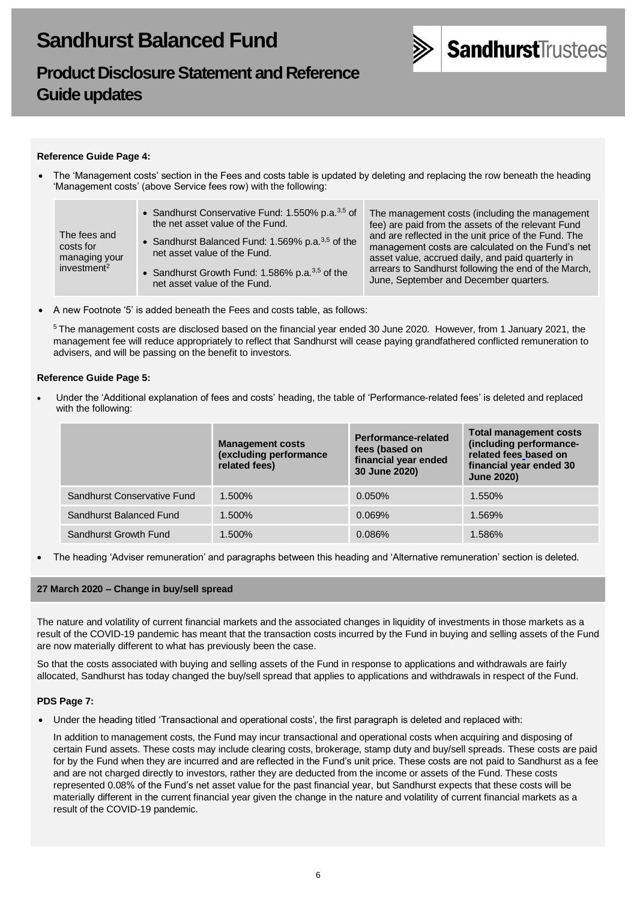# Sandhurst Balanced Fund

## Product Disclosure Statement and Reference Guide updates

**Reference Guide Page 4:**

- The 'Management costs' section in the Fees and costs table is updated by deleting and replacing the row beneath the heading 'Management costs' (above Service fees row) with the following:

| The fees and costs for managing your investment[2] | • Sandhurst Conservative Fund: 1.550% p.a.[3,5] of the net asset value of the Fund.<br>• Sandhurst Balanced Fund: 1.569% p.a.[3,5] of the net asset value of the Fund.<br>• Sandhurst Growth Fund: 1.586% p.a.[3,5] of the net asset value of the Fund. | The management costs (including the management fee) are paid from the assets of the relevant Fund and are reflected in the unit price of the Fund. The management costs are calculated on the Fund's net asset value, accrued daily, and paid quarterly in arrears to Sandhurst following the end of the March, June, September and December quarters. |
|---|---|---|

- A new Footnote '5' is added beneath the Fees and costs table, as follows:

  [5] The management costs are disclosed based on the financial year ended 30 June 2020. However, from 1 January 2021, the management fee will reduce appropriately to reflect that Sandhurst will cease paying grandfathered conflicted remuneration to advisers, and will be passing on the benefit to investors.

**Reference Guide Page 5:**

- Under the 'Additional explanation of fees and costs' heading, the table of 'Performance-related fees' is deleted and replaced with the following:

| | Management costs (excluding performance related fees) | Performance-related fees (based on financial year ended 30 June 2020) | Total management costs (including performance-related fees based on financial year ended 30 June 2020) |
|---|---|---|---|
| Sandhurst Conservative Fund | 1.500% | 0.050% | 1.550% |
| Sandhurst Balanced Fund | 1.500% | 0.069% | 1.569% |
| Sandhurst Growth Fund | 1.500% | 0.086% | 1.586% |

- The heading 'Adviser remuneration' and paragraphs between this heading and 'Alternative remuneration' section is deleted.

## 27 March 2020 – Change in buy/sell spread

The nature and volatility of current financial markets and the associated changes in liquidity of investments in those markets as a result of the COVID-19 pandemic has meant that the transaction costs incurred by the Fund in buying and selling assets of the Fund are now materially different to what has previously been the case.

So that the costs associated with buying and selling assets of the Fund in response to applications and withdrawals are fairly allocated, Sandhurst has today changed the buy/sell spread that applies to applications and withdrawals in respect of the Fund.

**PDS Page 7:**

- Under the heading titled 'Transactional and operational costs', the first paragraph is deleted and replaced with:

  In addition to management costs, the Fund may incur transactional and operational costs when acquiring and disposing of certain Fund assets. These costs may include clearing costs, brokerage, stamp duty and buy/sell spreads. These costs are paid for by the Fund when they are incurred and are reflected in the Fund's unit price. These costs are not paid to Sandhurst as a fee and are not charged directly to investors, rather they are deducted from the income or assets of the Fund. These costs represented 0.08% of the Fund's net asset value for the past financial year, but Sandhurst expects that these costs will be materially different in the current financial year given the change in the nature and volatility of current financial markets as a result of the COVID-19 pandemic.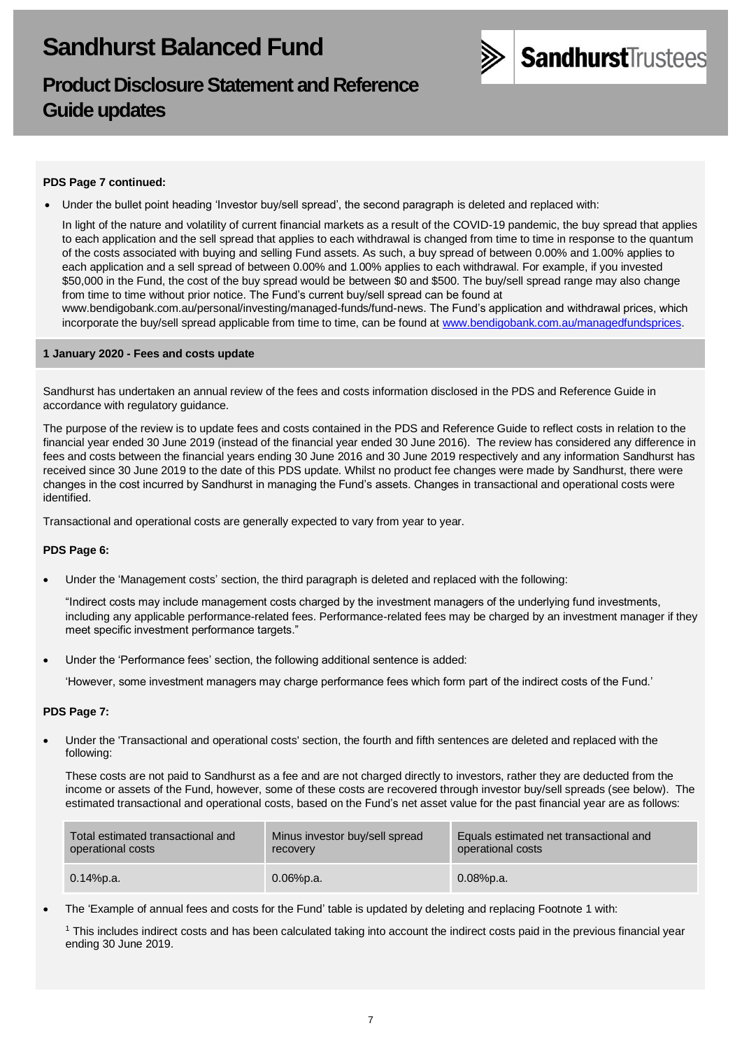# Sandhurst Balanced Fund

## Product Disclosure Statement and Reference Guide updates

**PDS Page 7 continued:**

- Under the bullet point heading 'Investor buy/sell spread', the second paragraph is deleted and replaced with:

  In light of the nature and volatility of current financial markets as a result of the COVID-19 pandemic, the buy spread that applies to each application and the sell spread that applies to each withdrawal is changed from time to time in response to the quantum of the costs associated with buying and selling Fund assets. As such, a buy spread of between 0.00% and 1.00% applies to each application and a sell spread of between 0.00% and 1.00% applies to each withdrawal. For example, if you invested $50,000 in the Fund, the cost of the buy spread would be between $0 and $500. The buy/sell spread range may also change from time to time without prior notice. The Fund's current buy/sell spread can be found at www.bendigobank.com.au/personal/investing/managed-funds/fund-news. The Fund's application and withdrawal prices, which incorporate the buy/sell spread applicable from time to time, can be found at www.bendigobank.com.au/managedfundsprices.

### 1 January 2020 - Fees and costs update

Sandhurst has undertaken an annual review of the fees and costs information disclosed in the PDS and Reference Guide in accordance with regulatory guidance.

The purpose of the review is to update fees and costs contained in the PDS and Reference Guide to reflect costs in relation to the financial year ended 30 June 2019 (instead of the financial year ended 30 June 2016). The review has considered any difference in fees and costs between the financial years ending 30 June 2016 and 30 June 2019 respectively and any information Sandhurst has received since 30 June 2019 to the date of this PDS update. Whilst no product fee changes were made by Sandhurst, there were changes in the cost incurred by Sandhurst in managing the Fund's assets. Changes in transactional and operational costs were identified.

Transactional and operational costs are generally expected to vary from year to year.

**PDS Page 6:**

- Under the 'Management costs' section, the third paragraph is deleted and replaced with the following:

  "Indirect costs may include management costs charged by the investment managers of the underlying fund investments, including any applicable performance-related fees. Performance-related fees may be charged by an investment manager if they meet specific investment performance targets."

- Under the 'Performance fees' section, the following additional sentence is added:

  'However, some investment managers may charge performance fees which form part of the indirect costs of the Fund.'

**PDS Page 7:**

- Under the 'Transactional and operational costs' section, the fourth and fifth sentences are deleted and replaced with the following:

  These costs are not paid to Sandhurst as a fee and are not charged directly to investors, rather they are deducted from the income or assets of the Fund, however, some of these costs are recovered through investor buy/sell spreads (see below). The estimated transactional and operational costs, based on the Fund's net asset value for the past financial year are as follows:

| Total estimated transactional and operational costs | Minus investor buy/sell spread recovery | Equals estimated net transactional and operational costs |
|---|---|---|
| 0.14%p.a. | 0.06%p.a. | 0.08%p.a. |

- The 'Example of annual fees and costs for the Fund' table is updated by deleting and replacing Footnote 1 with:

  [1] This includes indirect costs and has been calculated taking into account the indirect costs paid in the previous financial year ending 30 June 2019.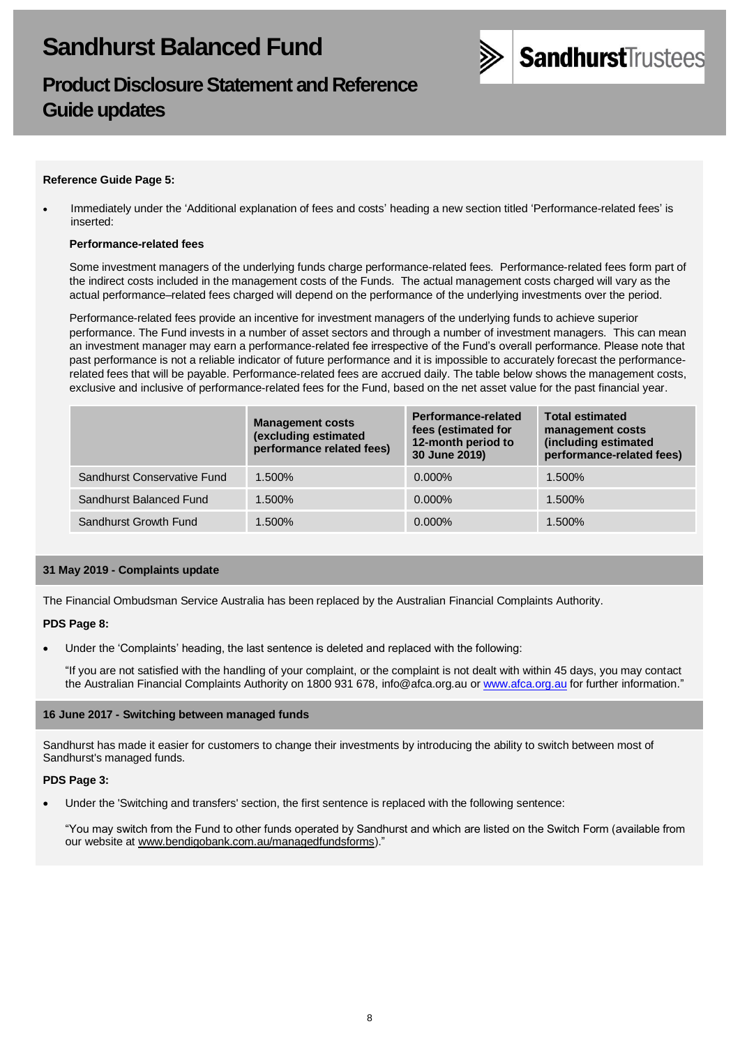# Sandhurst Balanced Fund

## Product Disclosure Statement and Reference Guide updates

**Reference Guide Page 5:**

- Immediately under the 'Additional explanation of fees and costs' heading a new section titled 'Performance-related fees' is inserted:

  **Performance-related fees**

  Some investment managers of the underlying funds charge performance-related fees. Performance-related fees form part of the indirect costs included in the management costs of the Funds. The actual management costs charged will vary as the actual performance–related fees charged will depend on the performance of the underlying investments over the period.

  Performance-related fees provide an incentive for investment managers of the underlying funds to achieve superior performance. The Fund invests in a number of asset sectors and through a number of investment managers. This can mean an investment manager may earn a performance-related fee irrespective of the Fund's overall performance. Please note that past performance is not a reliable indicator of future performance and it is impossible to accurately forecast the performance-related fees that will be payable. Performance-related fees are accrued daily. The table below shows the management costs, exclusive and inclusive of performance-related fees for the Fund, based on the net asset value for the past financial year.

| | Management costs (excluding estimated performance related fees) | Performance-related fees (estimated for 12-month period to 30 June 2019) | Total estimated management costs (including estimated performance-related fees) |
|---|---|---|---|
| Sandhurst Conservative Fund | 1.500% | 0.000% | 1.500% |
| Sandhurst Balanced Fund | 1.500% | 0.000% | 1.500% |
| Sandhurst Growth Fund | 1.500% | 0.000% | 1.500% |

### 31 May 2019 - Complaints update

The Financial Ombudsman Service Australia has been replaced by the Australian Financial Complaints Authority.

**PDS Page 8:**

- Under the 'Complaints' heading, the last sentence is deleted and replaced with the following:

  "If you are not satisfied with the handling of your complaint, or the complaint is not dealt with within 45 days, you may contact the Australian Financial Complaints Authority on 1800 931 678, info@afca.org.au or www.afca.org.au for further information."

### 16 June 2017 - Switching between managed funds

Sandhurst has made it easier for customers to change their investments by introducing the ability to switch between most of Sandhurst's managed funds.

**PDS Page 3:**

- Under the 'Switching and transfers' section, the first sentence is replaced with the following sentence:

  "You may switch from the Fund to other funds operated by Sandhurst and which are listed on the Switch Form (available from our website at www.bendigobank.com.au/managedfundsforms)."